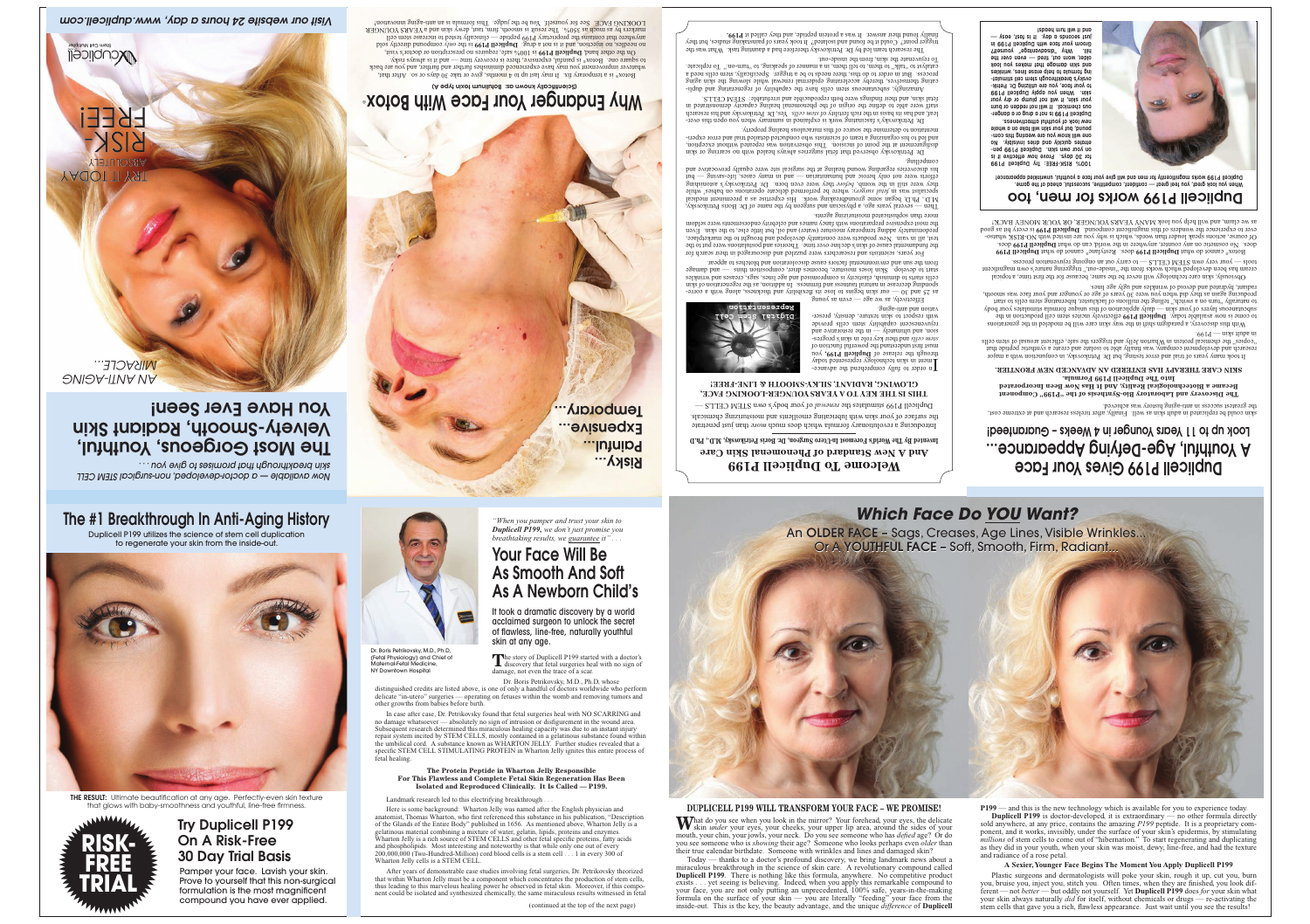# The #1 Breakthrough In Anti-Aging History

Duplicell P199 utilizes the science of stem cell duplication to regenerate your skin from the inside-out.

**THE RESULT:** Ultimate beautification at any age. Perfectly-even skin texture that glows with baby-smoothness and youthful, line-free firmness.

**RISK-FREE TRIAL**

## Try Duplicell P199 On A Risk-Free 30 Day Trial Basis

Pamper your face. Lavish your skin. Prove to yourself that this non-surgical formulation is the most magnificent compound you have ever applied.

---

*"When you pamper and trust your skin to Duplicell P199, we don't just promise you breathtaking results, we guarantee it"* . . .

## Your Face Will Be As Smooth And Soft As A Newborn Child's

It took a dramatic discovery by a world acclaimed surgeon to unlock the secret of flawless, line-free, naturally youthful skin at any age.

Dr. Boris Petrikovsky, M.D., Ph.D. (Fetal Physiology) and Chief of Maternal-Fetal Medicine, NY Downtown Hospital

The story of Duplicell P199 started with a doctor's discovery that fetal surgeries heal with no sign of damage, not even the trace of a scar.

Dr. Boris Petrikovsky, M.D., Ph.D. whose distinguished credits are listed above, is one of only a handful of doctors worldwide who perform delicate "in-utero" surgeries — operating on fetuses within the womb and removing tumors and other growths from babies before birth.

In case after case, Dr. Petrikovsky found that fetal surgeries heal with NO SCARRING and no damage whatsoever — absolutely no sign of intrusion or disfigurement in the wound area. Subsequent research determined this miraculous healing capacity was due to an instant injury repair system incited by STEM CELLS, mostly contained in a gelatinous substance found within the umbilical cord. A substance known as WHARTON JELLY. Further studies revealed that a specific STEM CELL STIMULATING PROTEIN in Wharton Jelly ignites this entire process of fetal healing.

**The Protein Peptide in Wharton Jelly Responsible For This Flawless and Complete Fetal Skin Regeneration Has Been Isolated and Reproduced Clinically. It Is Called — P199.**

Landmark research led to this electrifying breakthrough . . .

Here is some background: Thomas Wharton was named after the English physician and anatomist, Thomas Wharton, who first referenced this substance in his publication, "Description of the Glands of the Entire Body" published in 1656. As mentioned above, Wharton Jelly is a gelatinous material combining a mixture of water, gelatin, lipids, proteins and enzymes. Wharton Jelly is a rich source of STEM CELLS and other fetal specific proteins, fatty acids and phospholipids. Most interesting and noteworthy is that while only one out of every 200,000,000 (Two-Hundred-Million) cord blood cells is a stem cell . . . 1 in every 300 of Wharton Jelly cells is a STEM CELL.

After years of demonstrable case studies involving fetal surgeries, Dr. Petrikovsky theorized that within Wharton Jelly must be a component which concentrates the production of stem cells, thus leading to this marvelous healing power he observed in fetal skin. Moreover, if this component could be isolated and synthesized chemically, the same miraculous results witnessed in fetal

(continued at the top of the next page)

---

## Which Face Do *YOU* Want?

An OLDER FACE – Sags, Creases, Age Lines, Visible Wrinkles...
Or A YOUTHFUL FACE – Soft, Smooth, Firm, Radiant...

### DUPLICELL P199 WILL TRANSFORM YOUR FACE – WE PROMISE!

What do you see when you look in the mirror? Your forehead, your eyes, the delicate skin *under* your eyes, your cheeks, your upper lip area, around the sides of your mouth, your chin, your jowls, your neck. Do you see someone who has *defied* age? Or do you see someone who is *showing* their age? Someone who looks perhaps even *older* than their true calendar birthdate. Someone with wrinkles and lines and damaged skin?

Today — thanks to a doctor's profound discovery, we bring landmark news about a miraculous breakthrough in the science of skin care. A revolutionary compound called **Duplicell P199**. There is nothing like this formula, anywhere. No competitive product exists . . . yet seeing is believing. Indeed, when you apply this remarkable compound to your face, you are not only putting an unprecedented, 100% safe, years-in-the-making formula on the surface of your skin — you are literally "feeding" your face from the inside-out. This is the key, the beauty advantage, and the unique *difference* of **Duplicell P199** — and this is the new technology which is available for you to experience today.

**Duplicell P199** is doctor-developed, it is extraordinary — no other formula directly sold anywhere, at any price, contains the amazing *P199* peptide. It is a proprietary component, and it works, invisibly, under the surface of your skin's epidermis, by stimulating *millions* of stem cells to come out of "hibernation." To start regenerating and duplicating as they did in your youth, when your skin was moist, dewy, line-free, and had the texture and radiance of a rose petal.

**A Sexier, Younger Face Begins The Moment You Apply Duplicell P199**

Plastic surgeons and dermatologists will poke your skin, rough it up, cut you, burn you, bruise you, inject you, stitch you. Often times, when they are finished, you look different — not *better* — but oddly not yourself. Yet **Duplicell P199** does *for* your skin what your skin always naturally *did* for itself, without chemicals or drugs — re-activating the stem cells that gave you a rich, flawless appearance. Just wait until you see the results!

---

*Now available — a doctor-developed, non-surgical STEM CELL skin breakthrough that promises to give you . . .*

# The Most Gorgeous, Youthful, Velvety-Smooth, Radiant Skin You Have Ever Seen!

*AN ANTI-AGING MIRACLE.*

TRY IT TODAY ABSOLUTELY RISK-FREE!

Duplicell Stem Cell Multiplier

*Visit our website 24 hours a day, www.duplicell.com*

---

# Why Endanger Your Face With Botox.

Risky... Painful... Expensive... Temporary...

(Scientifically known as: Botulinum toxin type A)

Botox® is a temporary fix. It may last up to 4 months, give or take 30 days or so. After that, whatever improvement you may have experienced diminishes further and further, and you are back to square one. Botox® is painful, expensive; there is always risk.

On the other hand, **Duplicell P199** is 100% safe, requires no prescription or doctor's visit, no needles, no injection, and it is not a drug. **Duplicell P199**, the only compound directly sold anywhere that contains the proprietary P199 peptide — clinically tested to increase stem cell markers by as much as 350%. The result is smooth, firm, taut, dewy skin and a YEARS YOUNGER LOOKING FACE. See for yourself. You be the judge. This formula is an anti-aging innovation!

---

# Welcome To Duplicell P199

## And A New Standard of Phenomenal Skin Care

**Invented By The World's Foremost In-Utero Surgeon, Dr. Boris Petrikovsky, M.D., Ph.D.**

Introducing a revolutionary formula which does much more than just penetrate the surface of your skin with lubricating emollients and moisturizing chemicals. Duplicell P199 stimulates the *renewal* of your body's own STEM CELLS.

**THIS IS THE KEY TO A YEARS YOUNGER-LOOKING FACE: GLOWING, RADIANT, SILKY-SMOOTH & LINE-FREE!**

In order to fully comprehend the advancement in skin technology represented today through the release of **Duplicell P199**, you must first understand the powerful function of stem cells and their key role in skin's progression, and ultimately — in the restorative and rejuvenative capability stem cells provide with respect to skin texture, density, preservation and anti-aging.

Digital Stem Cell Representation

Effectively, as we age — even as young as 25 and 30 — our skin begins to lose its flexibility and thickness, along with a corresponding decrease in natural luminous and firmness. In addition, as the regeneration of skin cells starts to diminish, elasticity is compromised and age lines, sags, creases and wrinkles start to develop. Skin loses moisture, becomes drier, complexion thins — and damage from the sun and environmental factors cause discoloration and blotches to appear.

For years, scientists and researchers were puzzled and discouraged in their search for the fundamental cause of skin's decline over time. Theories and postulations were put to the test, all in vain. New products were constantly developed and brought to the marketplace, promising "miracle" anti-aging results, but the claims were rarely if ever fulfilled. Even the most expensive preparations with fancy names and celebrity endorsements were seldom more than sophisticated moisturizing agents.

Then — several years ago, a physician and surgeon by the name of Dr. Boris Petrikovsky, M.D., Ph.D. began some groundbreaking work. His expertise as a preeminent medical specialist was in fetal surgery, where he performed delicate operations on babies while they were still in the womb, *before they were even born*. Dr. Petrikovsky's astonishing efforts were not only heroic and humanitarian — and in many cases, life-saving — but his discoveries regarding wound healing in the surgical site were equally provocative and compelling.

Dr. Petrikovsky observed that fetal surgeries always healed with no scarring or skin disfigurement at the point of incision. This observation was repeated without exception, and led to his organizing a team of scientists who conducted detailed trial and error experimentation to determine the source of this miraculous healing property.

Dr. Petrikovsky's fascinating work is explained in summary when you open this cover-leaf, and has its basis in the rich family of stem cells. Yes, Dr. Petrikovsky and his research staff were able to define the origin of the phenomenal healing capacity demonstrated in fetal skin, and their findings were both reproducible and irrefutable: STEM CELLS.

Amazingly, subcutaneous stem cells have the capability of regenerating and duplicating themselves, thereby sustaining epidermal renewal while slowing the skin aging process. But in order to do this, there needs to be a trigger. Specifically, stem cells need a catalyst to "talk" to them, to tell them, in a manner of speaking, to "turn-on." To replicate. To rejuvenate the skin from the inside-out.

The research team led by Dr. Petrikovsky therefore had a daunting task. What was the trigger point? Could it be found and isolated? It took years of painstaking studies, but they finally found their answer. It was a protein peptide, and they called it **P199**.

---

# Duplicell P199 Gives Your Face A Youthful, Age-Defying Appearance...

## Look up to 11 Years Younger in 4 Weeks – Guaranteed!

skin could be replicated in adult skin as well. Finally, after tireless research and at extreme cost, the greatest success in anti-aging history was achieved.

**The Discovery and Laboratory Bio-Synthesis of the "P199" Component Became a Biotechnological Reality. And It Has Now Been Incorporated Into The Duplicell P199 Formula.**

**SKIN CARE THERAPY HAS ENTERED AN ADVANCED NEW FRONTIER.**

It took many years of trial and error testing, but Dr. Petrikovsky, in conjunction with a major research and development company, was finally able to isolate and create a synthetic peptide that "copies" the chemical protein in Wharton Jelly and triggers the safe, efficient arousal of stem cells in adult skin — P199.

With this discovery, a paradigm shift in the way skin care will be modeled in the generations to come is now available today. **Duplicell P199** effectively incites stem cell production in the subcutaneous layers of your skin — daily application of this unique formula stimulates your body to naturally "turn on a switch," telling millions of lackluster, hibernating stem cells to start producing again as they did when you were 30 years of age or younger and your face was smooth, radiant, hydrated and devoid of wrinkles and ugly age lines.

Obviously, skin care technology will never be the same, because for the first time, a topical cream has been developed which works from the "inside-out," triggering nature's own magnificent tools — your very own STEM CELLS — to carry out an ongoing rejuvenation process.

Botox™ cannot do what **Duplicell P199** does. Restylane™ cannot do what **Duplicell P199** does. No cosmetic on any counter, anywhere in the world, can do what **Duplicell P199** does. Of course, actions speak louder than words, which is why you are invited with NO-RISK whatsoever to experience the wonders of this magnificent compound. **Duplicell P199** is every bit as good as we claim, and will help you look MANY YEARS YOUNGER, OR YOUR MONEY BACK!

---

# Duplicell P199 works for men, too

**Duplicell P199 works magnificently for men and will give your face a youthful, unwrinkled appearance!** When you look good, you feel good — confident, competitive, successful, ahead of the game.

**100% RISK-FREE:** Try Duplicell P199 for 30 days. Prove how effective it is on your own skin. Duplicell P199 penetrates quickly and dries invisibly. No one will know you are wearing this compound, but your skin will take on a whole new look of youthful attractiveness. Duplicell P199 is not oily or greasy. It will not redden or burn your skin. It will not plump or dry your skin. When you apply Duplicell P199 to your face, you are utilizing Dr. Petrikovsky's breakthrough stem cell stimulating formula to help erase lines, wrinkles and skin damage that makes you look older, worn out, tired — even the ... Why "disadvantage" yourself? Groom your face with Duplicell P199 in just seconds a day. It is fast, easy and it will turn heads!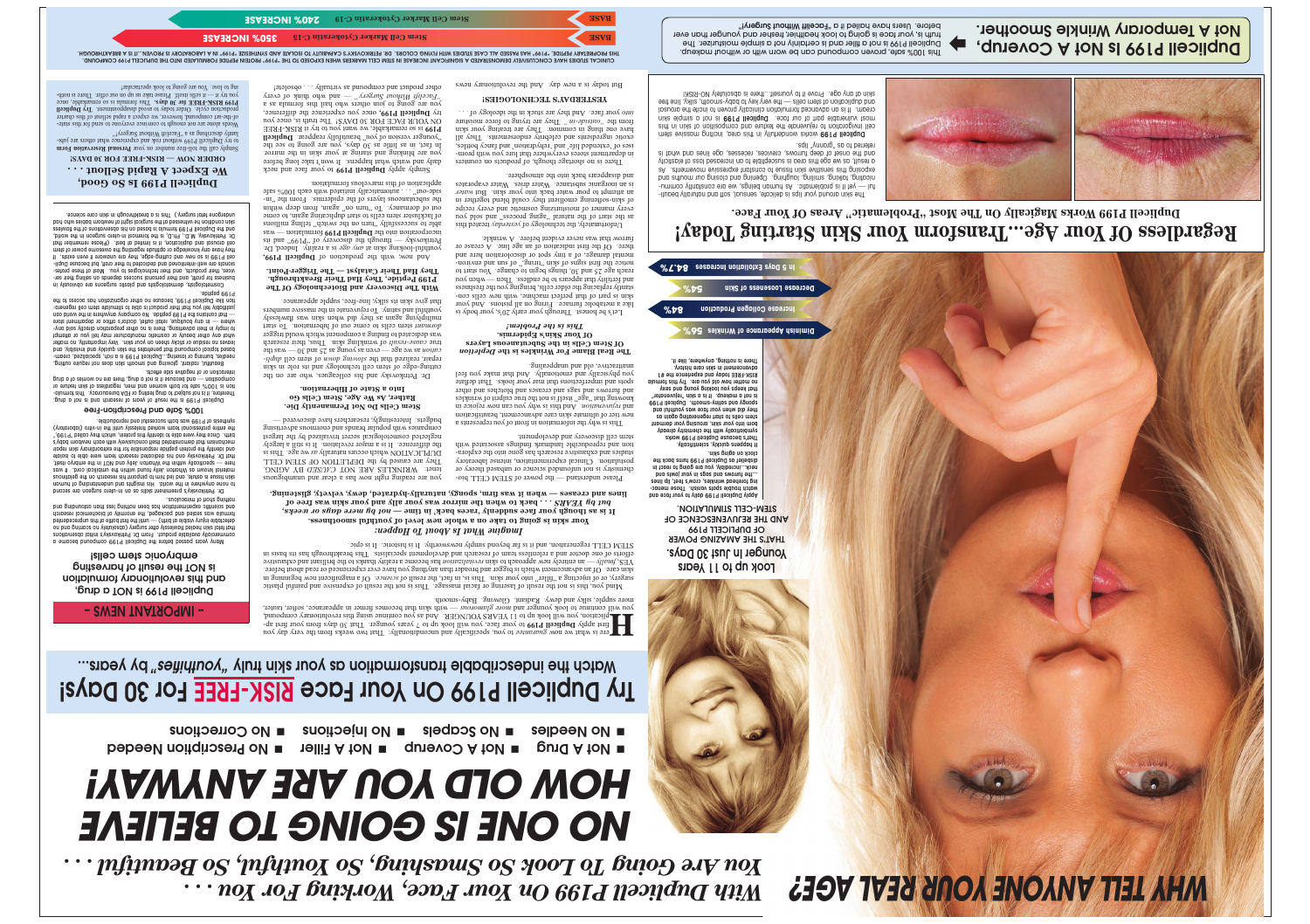# WHY TELL ANYONE YOUR REAL AGE?

*With Duplicell P199 On Your Face, Working For You . . .*
*You Are Going To Look So Smashing, So Youthful, So Beautiful . . .*

# NO ONE IS GOING TO BELIEVE HOW OLD YOU ARE ANYWAY!

■ Not A Drug ■ Not A Coverup ■ Not A Filler ■ No Prescription Needed
■ No Needles ■ No Scapels ■ No Injections ■ No Corrections

## Try Duplicell P199 On Your Face RISK-FREE For 30 Days!

Watch the indescribable transformation as your skin truly "youthifies" by years...

Here is what we now guarantee to you, specifically and unconditionally: That two weeks from the very day you first apply **Duplicell P199** to your face, you will look up to 7 years younger. That 30 days from your first application, you will look up to 11 YEARS YOUNGER. And as you continue using this revolutionary compound, you will continue to look younger and *more glamorous* — with skin that becomes firmer in appearance, softer, tauter, more supple, silky and dewy. Radiant. Glowing. Baby-smooth.

Mind you, this is not the result of layering of facial massage. This is not the result of expensive and painful plastic surgery, or of injecting a "filler" into your skin. This is, in fact, the result of *science*. Of a magnificent new beginning in skin care. Of an advancement which is bigger and broader than anything you have ever experienced or read about before. YES, *finally* — an entirely new approach to skin revitalization has become a reality thanks to the brilliant and exhaustive efforts of one doctor and a relentless team of research and development specialists. This breakthrough has its basis in STEM CELL regeneration, and it is far beyond simply newsworthy. It is historic. It is epic.

### *Imagine What Is About To Happen:*

**Your skin is going to take on a whole new level of youthful smoothness.**

***It is as though you've suddenly "faced back" in time — not by days or weeks, but by YEARS . . . back to when the mirror was your ally and your skin was free of lines and creases — when it was firm, spongy, naturally-hydrated, dewy, velvety, glistening.***

Please understand — the power of STEM CELL biology — the power of untouched science or unbiased laboratory chemistry. Clinical experimentation, intense laboratory studies and exhaustive research has gone into the exploration and reproducible landmark findings associated with stem cell discovery and development.

This is why the information in front of you represents a new tier of ultimate skin care advancement, beautification and *rejuvenation*. And this is why you can now rejoice in knowing that "age" itself is not the true culprit of wrinkles and furrows and sags and creases and blotches and other spots and imperfections that mar your looks. That defeat you physically and emotionally. And that make you feel unattractive, old and unappealing.

### *The Real Blame For Wrinkles Is The Depletion Of Stem Cells In The Subcutaneous Layers Of Your Skin's Epidermis.*

***This is the Problem!***

Let's be honest. Through your early 20's, your body is like a metabolic furnace. Firing on all pistons. And your skin is part of that perfect machine, with new cells constantly replacing the older cells, bringing you the freshness and fertility that appears to be endless. Then — when you reach age 25 and 30, things begin to change. You start to notice the first signs of skin "tiring," of sun and environmental damage, of a tiny spot of discoloration here and there. Of the first indication of an age line. A crease or furrow that was never evident before. A wrinkle.

Unfortunately, the technology of *yesterday* treated this as just the start of the natural "aging process," and sold you every manner of moisturizing cosmetic and every recipe of skin-softening emollient they could blend together in an attempt to pour water back into your skin. But *water* is an inorganic substance. Water dries. Water evaporates and disappears back into the atmosphere.

There is no shortage though, of products on counters in department stores everywhere that lure you with promises of "extended life" and "rejuvenation" and fancy bottles, exotic ingredients and celebrity endorsements. They all have one thing in common. They are treating your skin ON your face. They are trying to force moisture *into your face*. And they are stuck in the ideology of . . .

**YESTERDAY'S TECHNOLOGIES!**

But today is a new day. And the revolutionary news you are reading right now has a clear and unambiguous tenet: WRINKLES ARE NOT CAUSED BY AGING. They are caused by the DEPLETION OF STEM CELL DUPLICATION which occurs naturally as we age. This is the difference. It is a major revelation. It is still a largely neglected cosmeceutical secret unrealized by the largest companies with popular brands and enormous advertising budgets. Interestingly, researchers have discovered:

### Stem Cells Do Not Permanently Die. Rather, As We Age, Stem Cells Go Into a State of Hibernation.

Dr. Perlenkov and his colleagues, who are on the cutting-edge of stem cell technology and its role in skin repair, realized that the *slowing down* of stem cell duplication as we age — even as young as 25 and 30 — was the true *cause-result* of wrinkling skin. Thus, their research was dedicated to finding a component which would trigger *dormant* stem cells to come out of hibernation. To start multiplying again so that they skin was flawlessly youthful and satiny. To rejuvenate in the massive numbers that give skin its silky, line-free, supple appearance.

### With The Discovery and Biotechnology Of The P199 Peptide, They Had Their Catalyst — The Trigger Point.

And now, with the production of **Duplicell P199**, youthful-looking skin at *any age* is a reality. Indeed, Dr. Perlenkov — through the discovery of "P199" and its incorporation into the **Duplicell P199** formulation — was able to successfully "turn on the switch" telling millions of lackluster stem cells to start duplicating again, to come out of dormancy. To "turn on" again, from deep within the subcutaneous layers of the epidermis. From the "inside-out" . . . automatically infused with each 100% safe application of this marvelous formulation.

Simply apply **Duplicell P199** to your face and neck daily and watch what happens. It won't take long before you are blinking and staring at your skin in the mirror. In fact, in as little as 30 days, you are going to see the "younger version of you" beautifully reappear. **Duplicell P199** is so remarkable, we want you to try it RISK-FREE ON YOUR FACE FOR 30 DAYS! The truth is, once you try **Duplicell P199**, once you experience the difference, you are going to join others who hail this formula as a *"Facelift Without Surgery®"* and who think of every other product and compound as virtually . . . obsolete!

## Duplicell P199 Is So Good, We Expect A Rapid Sellout . . .

**ORDER NOW — RISK-FREE FOR 30 DAYS!**

Simply call the toll-free number on the enclosed **Reservation Form** to try Duplicell P199 without risk and experience what others are jubilantly describing as a "Facelift Without Surgery®". Words alone are not enough to convince everyone to send for this state-of-the-art compound, however, we expect a rapid sellout of this charter production cycle. Order today to avoid disappointment. **Try Duplicell P199 RISK-FREE for 30 days.** This formula is so remarkable, once you try it — it sells itself. Please take us up on our offer. There is nothing to lose. You are going to look spectacular!

## - IMPORTANT NEWS -

**Duplicell P199 is NOT a drug, and this revolutionary formulation is NOT the result of harvesting embryonic stem cells!**

Many years passed before the Duplicell P199 compound became a commercially available product. From Dr. Perlenkov's initial observations that fetal skin healed flawlessly after surgery (absolutely no scarring and no detectable injury visible at birth) — until the first bottle of this unprecedented formula was sealed and packaged, an enormity of biochemical research and scientific experimentation has been nothing less than astounding and nothing short of miraculous.

Dr. Perlenkov's preeminent skills as an in-utero surgeon are second to none anywhere in the world. His insights and understanding of human skin tissue is classic, and his in-depth, pinpoint focus on how the gestational material known as Wharton's Jelly found within the umbilical cord. It was there — specifically within the Wharton Jelly and NOT in the embryo itself, that Dr. Perlenkov and the dedicated research team were able to isolate and identify the protein peptide responsible for the extraordinary skin repair mechanism that demonstrated conclusively with each newborn baby's birth. Once they were able to identify this protein, which they called "P199", the entire production team worked tirelessly with the in-vitro (laboratory) synthesis of P199 with both successful and reproducible results.

Duplicell P199 is the result of years of research and is not a drug. Therefore, it is not subject to drug testing or FDA bureaucracy. This formulation is 100% safe for both women and men, regardless of skin texture or complexion — and because it is not a drug, there are no worries of a drug interaction or of negative side effects.

### 100% Safe and Prescription-Free

Beautiful, radiant, glowing and smooth skin does not require cutting, needles, burning or blistering...Duplicell P199 is a rich, specialized, cream-based topical compound that penetrates the skin quickly and invisibly, and leaves no residue of stickiness on your skin. Very importantly, no matter what any other beauty or cosmetic manufacturer may tell you or attempt to imply in their advertising, there is no other protocol directly sold anywhere — in any boutique, retail outlet, doctor's office or department store — that contains the P199 peptide. No company anywhere in the world can justifiably tell you that their product is able to stimulate stem cell regeneration like Duplicell P199, because no other organization has access to the P199 peptide.

Cosmetologists, dermatologists and plastic surgeons are obviously in business for profit, and their continued success depends on selling their services, their products, and their technologies to you. Most of these professionals are well-intentioned and dedicated to their craft, but because Duplicell P199 is so new and cutting-edge, they are unaware it even exists. Or, they have only knowledge of aptitude regarding the awesome power of stem cell biology as it relates to skin care. (Please remember that Dr. Perlenkov, M.D., Ph.D., is the foremost in-utero surgeon in the world, and Duplicell P199 formula is based on his observations of the flawless skin condition he witnessed in thousands of newborn babies who had undergone fetal surgery). This is a breakthrough in skin care science.

## Look up to 11 Years Younger in Just 30 Days.

THAT'S THE AMAZING POWER OF DUPLICELL P199 AND THE REJUVENESCENCE OF STEM-CELL STIMULATION.

Apply Duplicell P199 daily to your face and watch those trouble spots vanish. Those marionette lines, those crow's feet, the furrows and sags in your jowls and neck...incredibly, you are going to react in disbelief as Duplicell P199 turns back the clock on aging skin.

It happens quickly, scientifically. That's because Duplicell P199 works synergistically with the chemistry already born into your skin, arousing your dormant stem cells to start regenerating again as they did when your face was youthful and spongy and satiny-smooth. Duplicell P199 is not a makeup. It is a skin "rejuvenator" that keeps you looking young and sexy no matter how old you are. This formula is RISK-FREE today and experience the #1 advancement in skin care history. There is nothing, anywhere, like it.

Diminish Appearance of Wrinkles 56%
Increase Collagen Production 84%
Decreased Looseness of Skin 54%
In 5 Days Exfoliation Increases 84.7%

## Regardless Of Your Age...Transform Your Skin Starting Today!

### Duplicell P199 Works Magically On The Most "Problematic" Areas Of Your Face.

The skin around your lips is delicate, sensual, soft and naturally beautiful — yet it is problematic. As human beings, we are constantly communicating, talking, laughing. Opening and closing our mouths and exposing this sensitive skin tissue to constant expressive movements. As a result, as we age this area is susceptible to an increased loss of elasticity and the onset of deep furrows, creases, recesses, age lines and what is referred to as "granny" lips.

**Duplicell P199** works wonderfully in this area, inciting massive stem cell invigoration to rejuvenate the texture and composition of skin in this most vulnerable part of our face. **Duplicell P199** is not a simple skin cream. It is an advanced formula clinically proven to incite the arousal and duplication of stem cells — the very key to baby-smooth, silky, line free skin at any age. Prove it to yourself...there is absolutely NO-RISK!

## Duplicell P199 Is Not A Coverup, Not A Temporary Wrinkle Smoother.

This 100% safe, proven compound can be worn with or without makeup. Duplicell P199 is not a filler and is certainly not a simple moisturizer. The truth is, your face is going to look healthier, fresher and younger than ever before. Users have hailed it a "Facelift Without Surgery!"

BASE — Stem Cell Marker Cytokeratin C-15 — 350% INCREASE
BASE — Stem Cell Marker Cytokeratin C-19 — 240% INCREASE

CLINICAL STUDIES HAVE CONCLUSIVELY DEMONSTRATED A SIGNIFICANT INCREASE IN STEM CELL MARKERS WHEN EXPOSED TO THE "P199" PROTEIN PEPTIDE FORMULATED INTO THE DUPLICELL P199 COMPOUND. THE PROPRIETARY PEPTIDE, "P199" HAS PASSED ALL CASE STUDIES WITH FLYING COLORS. DR. PERLENKOV'S CAPABILITY TO ISOLATE AND SYNTHESIZE "P199" IN A LABORATORY IS PROVEN...IT IS A BREAKTHROUGH.